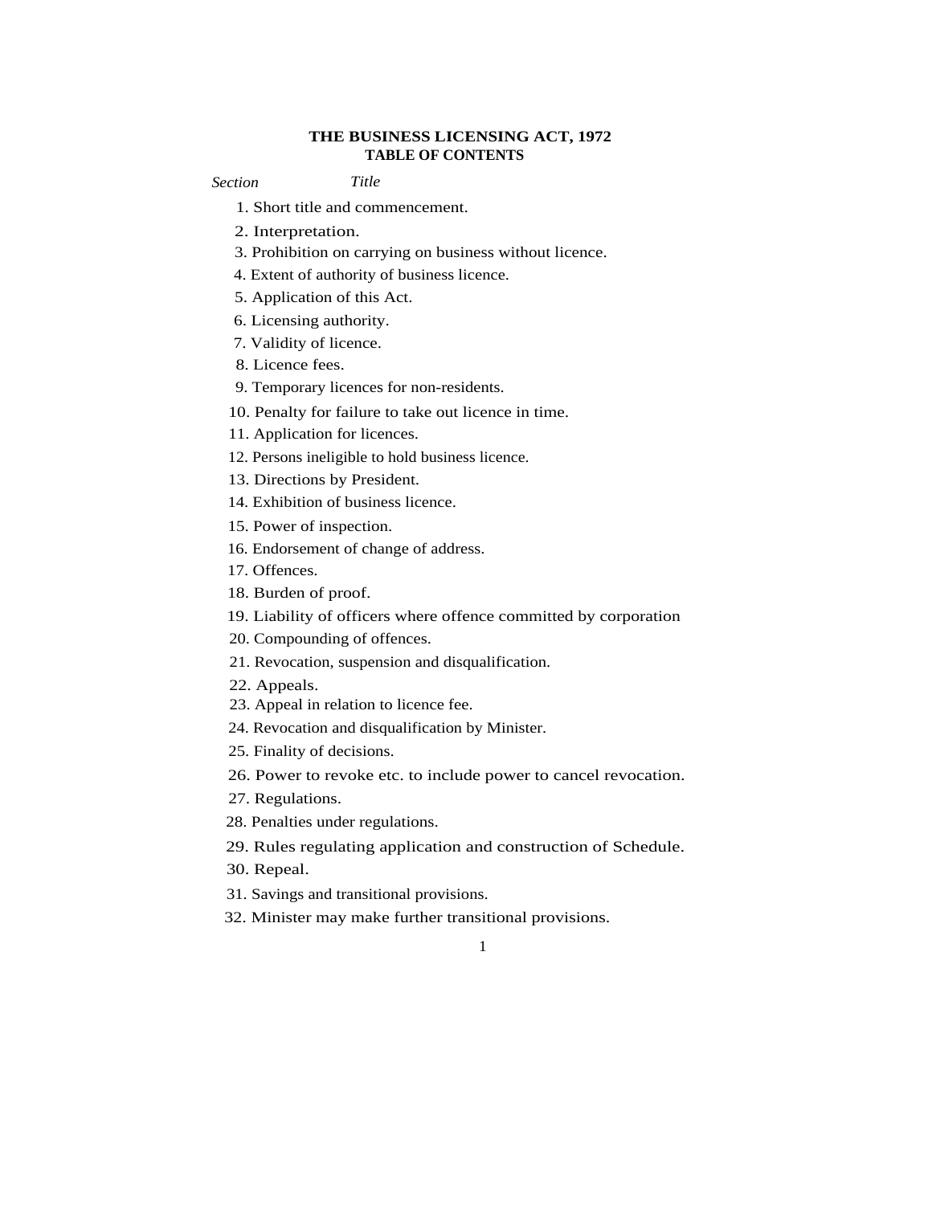# THE BUSINESS LICENSING ACT, 1972

## TABLE OF CONTENTS

| *Section* | *Title* |
|---|---|
| 1. | Short title and commencement. |
| 2. | Interpretation. |
| 3. | Prohibition on carrying on business without licence. |
| 4. | Extent of authority of business licence. |
| 5. | Application of this Act. |
| 6. | Licensing authority. |
| 7. | Validity of licence. |
| 8. | Licence fees. |
| 9. | Temporary licences for non-residents. |
| 10. | Penalty for failure to take out licence in time. |
| 11. | Application for licences. |
| 12. | Persons ineligible to hold business licence. |
| 13. | Directions by President. |
| 14. | Exhibition of business licence. |
| 15. | Power of inspection. |
| 16. | Endorsement of change of address. |
| 17. | Offences. |
| 18. | Burden of proof. |
| 19. | Liability of officers where offence committed by corporation |
| 20. | Compounding of offences. |
| 21. | Revocation, suspension and disqualification. |
| 22. | Appeals. |
| 23. | Appeal in relation to licence fee. |
| 24. | Revocation and disqualification by Minister. |
| 25. | Finality of decisions. |
| 26. | Power to revoke etc. to include power to cancel revocation. |
| 27. | Regulations. |
| 28. | Penalties under regulations. |
| 29. | Rules regulating application and construction of Schedule. |
| 30. | Repeal. |
| 31. | Savings and transitional provisions. |
| 32. | Minister may make further transitional provisions. |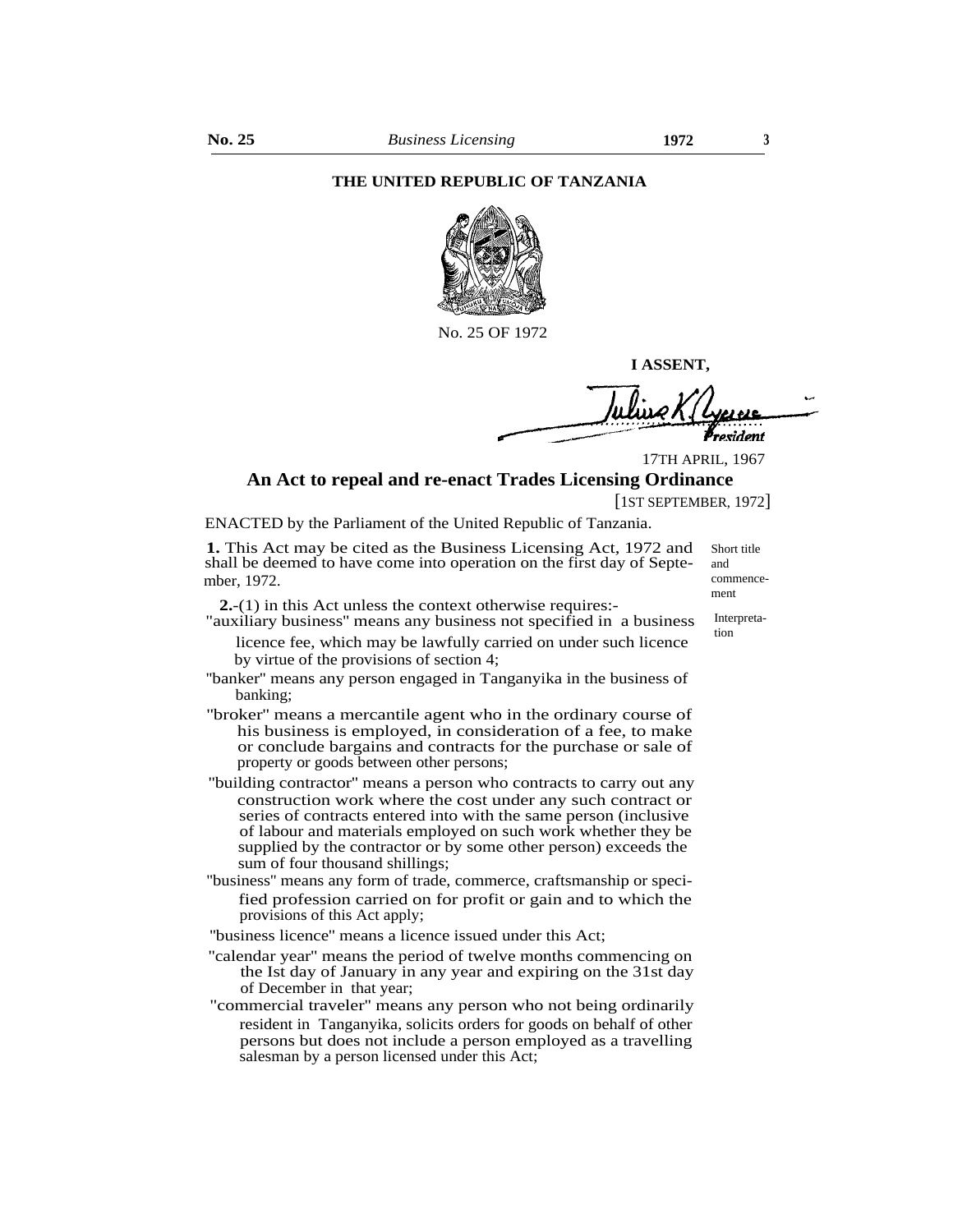**THE UNITED REPUBLIC OF TANZANIA**

No. 25 OF 1972

**I ASSENT,**

*President*

17TH APRIL, 1967

## An Act to repeal and re-enact Trades Licensing Ordinance

[1ST SEPTEMBER, 1972]

ENACTED by the Parliament of the United Republic of Tanzania.

Short title and commencement

**1.** This Act may be cited as the Business Licensing Act, 1972 and shall be deemed to have come into operation on the first day of September, 1972.

Interpretation

**2.**-(1) in this Act unless the context otherwise requires:-

"auxiliary business" means any business not specified in a business licence fee, which may be lawfully carried on under such licence by virtue of the provisions of section 4;

"banker" means any person engaged in Tanganyika in the business of banking;

"broker" means a mercantile agent who in the ordinary course of his business is employed, in consideration of a fee, to make or conclude bargains and contracts for the purchase or sale of property or goods between other persons;

"building contractor" means a person who contracts to carry out any construction work where the cost under any such contract or series of contracts entered into with the same person (inclusive of labour and materials employed on such work whether they be supplied by the contractor or by some other person) exceeds the sum of four thousand shillings;

"business" means any form of trade, commerce, craftsmanship or specified profession carried on for profit or gain and to which the provisions of this Act apply;

"business licence" means a licence issued under this Act;

"calendar year" means the period of twelve months commencing on the Ist day of January in any year and expiring on the 31st day of December in that year;

"commercial traveler" means any person who not being ordinarily resident in Tanganyika, solicits orders for goods on behalf of other persons but does not include a person employed as a travelling salesman by a person licensed under this Act;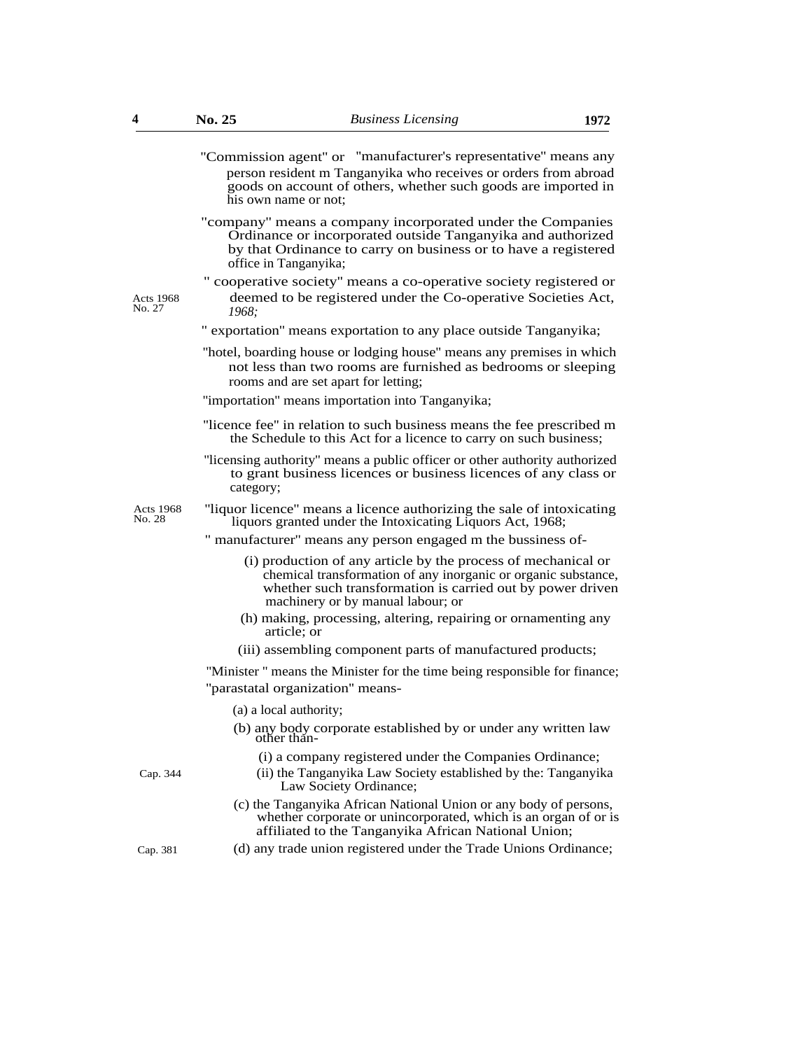"Commission agent" or "manufacturer's representative" means any person resident m Tanganyika who receives or orders from abroad goods on account of others, whether such goods are imported in his own name or not;

"company" means a company incorporated under the Companies Ordinance or incorporated outside Tanganyika and authorized by that Ordinance to carry on business or to have a registered office in Tanganyika;

Acts 1968 No. 27

" cooperative society" means a co-operative society registered or deemed to be registered under the Co-operative Societies Act, *1968;*

" exportation" means exportation to any place outside Tanganyika;

"hotel, boarding house or lodging house" means any premises in which not less than two rooms are furnished as bedrooms or sleeping rooms and are set apart for letting;

"importation" means importation into Tanganyika;

"licence fee" in relation to such business means the fee prescribed m the Schedule to this Act for a licence to carry on such business;

"licensing authority" means a public officer or other authority authorized to grant business licences or business licences of any class or category;

Acts 1968 No. 28

"liquor licence" means a licence authorizing the sale of intoxicating liquors granted under the Intoxicating Liquors Act, 1968;

" manufacturer" means any person engaged m the bussiness of-

(i) production of any article by the process of mechanical or chemical transformation of any inorganic or organic substance, whether such transformation is carried out by power driven machinery or by manual labour; or

(h) making, processing, altering, repairing or ornamenting any article; or

(iii) assembling component parts of manufactured products;

"Minister " means the Minister for the time being responsible for finance;

"parastatal organization" means-

(a) a local authority;

(b) any body corporate established by or under any written law other than-

(i) a company registered under the Companies Ordinance;

Cap. 344

(ii) the Tanganyika Law Society established by the: Tanganyika Law Society Ordinance;

(c) the Tanganyika African National Union or any body of persons, whether corporate or unincorporated, which is an organ of or is affiliated to the Tanganyika African National Union;

Cap. 381

(d) any trade union registered under the Trade Unions Ordinance;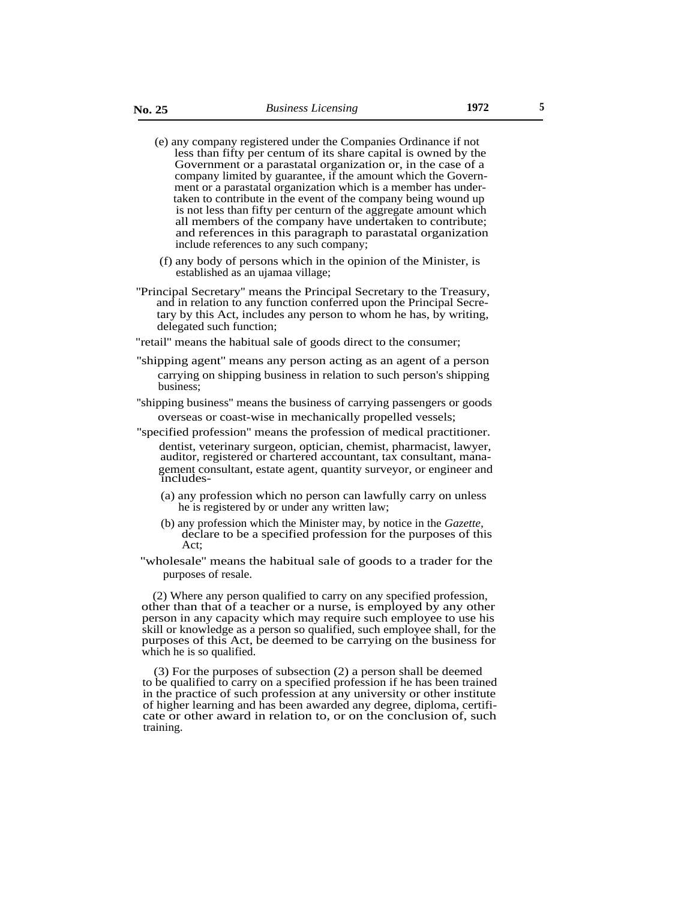(e) any company registered under the Companies Ordinance if not less than fifty per centum of its share capital is owned by the Government or a parastatal organization or, in the case of a company limited by guarantee, if the amount which the Government or a parastatal organization which is a member has undertaken to contribute in the event of the company being wound up is not less than fifty per centurn of the aggregate amount which all members of the company have undertaken to contribute; and references in this paragraph to parastatal organization include references to any such company;

(f) any body of persons which in the opinion of the Minister, is established as an ujamaa village;

"Principal Secretary" means the Principal Secretary to the Treasury, and in relation to any function conferred upon the Principal Secretary by this Act, includes any person to whom he has, by writing, delegated such function;

"retail" means the habitual sale of goods direct to the consumer;

"shipping agent" means any person acting as an agent of a person carrying on shipping business in relation to such person's shipping business;

"shipping business" means the business of carrying passengers or goods overseas or coast-wise in mechanically propelled vessels;

"specified profession" means the profession of medical practitioner. dentist, veterinary surgeon, optician, chemist, pharmacist, lawyer, auditor, registered or chartered accountant, tax consultant, management consultant, estate agent, quantity surveyor, or engineer and includes-

(a) any profession which no person can lawfully carry on unless he is registered by or under any written law;

(b) any profession which the Minister may, by notice in the *Gazette,* declare to be a specified profession for the purposes of this Act;

"wholesale" means the habitual sale of goods to a trader for the purposes of resale.

(2) Where any person qualified to carry on any specified profession, other than that of a teacher or a nurse, is employed by any other person in any capacity which may require such employee to use his skill or knowledge as a person so qualified, such employee shall, for the purposes of this Act, be deemed to be carrying on the business for which he is so qualified.

(3) For the purposes of subsection (2) a person shall be deemed to be qualified to carry on a specified profession if he has been trained in the practice of such profession at any university or other institute of higher learning and has been awarded any degree, diploma, certificate or other award in relation to, or on the conclusion of, such training.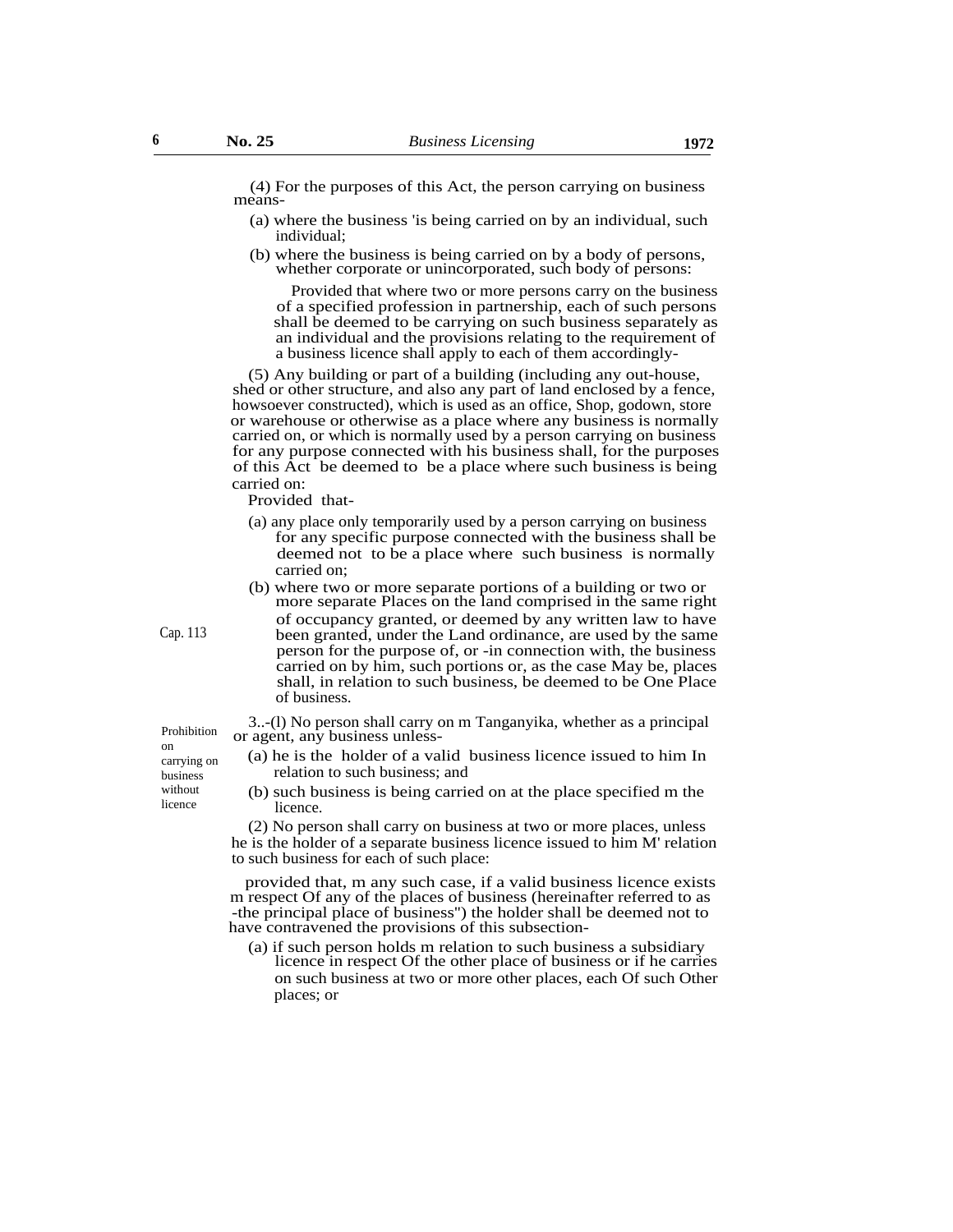(4) For the purposes of this Act, the person carrying on business means-

(a) where the business 'is being carried on by an individual, such individual;

(b) where the business is being carried on by a body of persons, whether corporate or unincorporated, such body of persons:

Provided that where two or more persons carry on the business of a specified profession in partnership, each of such persons shall be deemed to be carrying on such business separately as an individual and the provisions relating to the requirement of a business licence shall apply to each of them accordingly-

(5) Any building or part of a building (including any out-house, shed or other structure, and also any part of land enclosed by a fence, howsoever constructed), which is used as an office, Shop, godown, store or warehouse or otherwise as a place where any business is normally carried on, or which is normally used by a person carrying on business for any purpose connected with his business shall, for the purposes of this Act be deemed to be a place where such business is being carried on:

Provided that-

(a) any place only temporarily used by a person carrying on business for any specific purpose connected with the business shall be deemed not to be a place where such business is normally carried on;

(b) where two or more separate portions of a building or two or more separate Places on the land comprised in the same right of occupancy granted, or deemed by any written law to have been granted, under the Land ordinance, are used by the same person for the purpose of, or -in connection with, the business carried on by him, such portions or, as the case May be, places shall, in relation to such business, be deemed to be One Place of business.

Cap. 113

Prohibition on carrying on business without licence

3..-(l) No person shall carry on m Tanganyika, whether as a principal or agent, any business unless-

(a) he is the holder of a valid business licence issued to him In relation to such business; and

(b) such business is being carried on at the place specified m the licence.

(2) No person shall carry on business at two or more places, unless he is the holder of a separate business licence issued to him M' relation to such business for each of such place:

provided that, m any such case, if a valid business licence exists m respect Of any of the places of business (hereinafter referred to as -the principal place of business") the holder shall be deemed not to have contravened the provisions of this subsection-

(a) if such person holds m relation to such business a subsidiary licence in respect Of the other place of business or if he carries on such business at two or more other places, each Of such Other places; or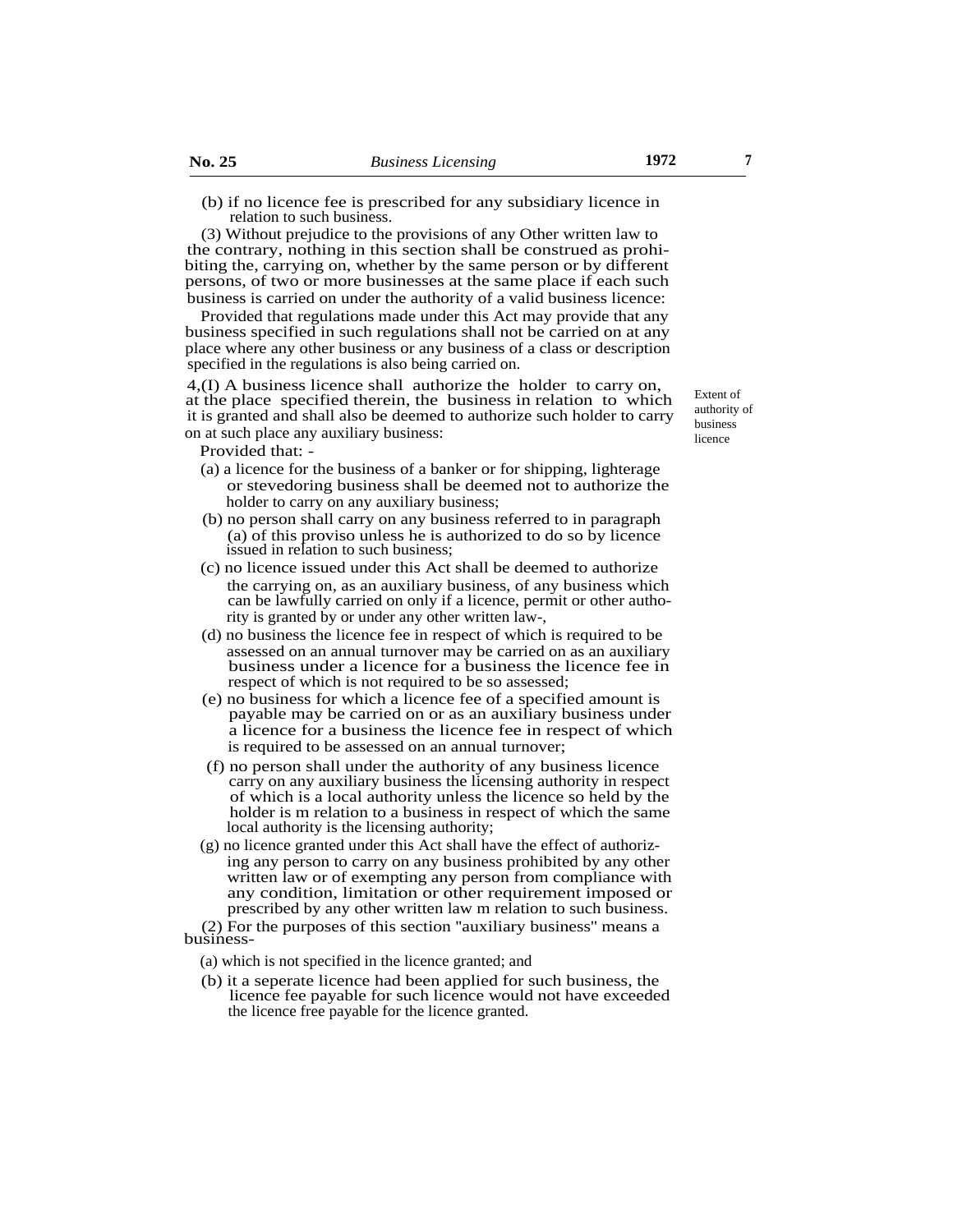(b) if no licence fee is prescribed for any subsidiary licence in relation to such business.

(3) Without prejudice to the provisions of any Other written law to the contrary, nothing in this section shall be construed as prohibiting the, carrying on, whether by the same person or by different persons, of two or more businesses at the same place if each such business is carried on under the authority of a valid business licence:

Provided that regulations made under this Act may provide that any business specified in such regulations shall not be carried on at any place where any other business or any business of a class or description specified in the regulations is also being carried on.

Extent of authority of business licence

4,(I) A business licence shall authorize the holder to carry on, at the place specified therein, the business in relation to which it is granted and shall also be deemed to authorize such holder to carry on at such place any auxiliary business:

Provided that: -

(a) a licence for the business of a banker or for shipping, lighterage or stevedoring business shall be deemed not to authorize the holder to carry on any auxiliary business;

(b) no person shall carry on any business referred to in paragraph (a) of this proviso unless he is authorized to do so by licence issued in relation to such business;

(c) no licence issued under this Act shall be deemed to authorize the carrying on, as an auxiliary business, of any business which can be lawfully carried on only if a licence, permit or other authority is granted by or under any other written law-,

(d) no business the licence fee in respect of which is required to be assessed on an annual turnover may be carried on as an auxiliary business under a licence for a business the licence fee in respect of which is not required to be so assessed;

(e) no business for which a licence fee of a specified amount is payable may be carried on or as an auxiliary business under a licence for a business the licence fee in respect of which is required to be assessed on an annual turnover;

(f) no person shall under the authority of any business licence carry on any auxiliary business the licensing authority in respect of which is a local authority unless the licence so held by the holder is m relation to a business in respect of which the same local authority is the licensing authority;

(g) no licence granted under this Act shall have the effect of authorizing any person to carry on any business prohibited by any other written law or of exempting any person from compliance with any condition, limitation or other requirement imposed or prescribed by any other written law m relation to such business.

(2) For the purposes of this section "auxiliary business" means a business-

(a) which is not specified in the licence granted; and

(b) it a seperate licence had been applied for such business, the licence fee payable for such licence would not have exceeded the licence free payable for the licence granted.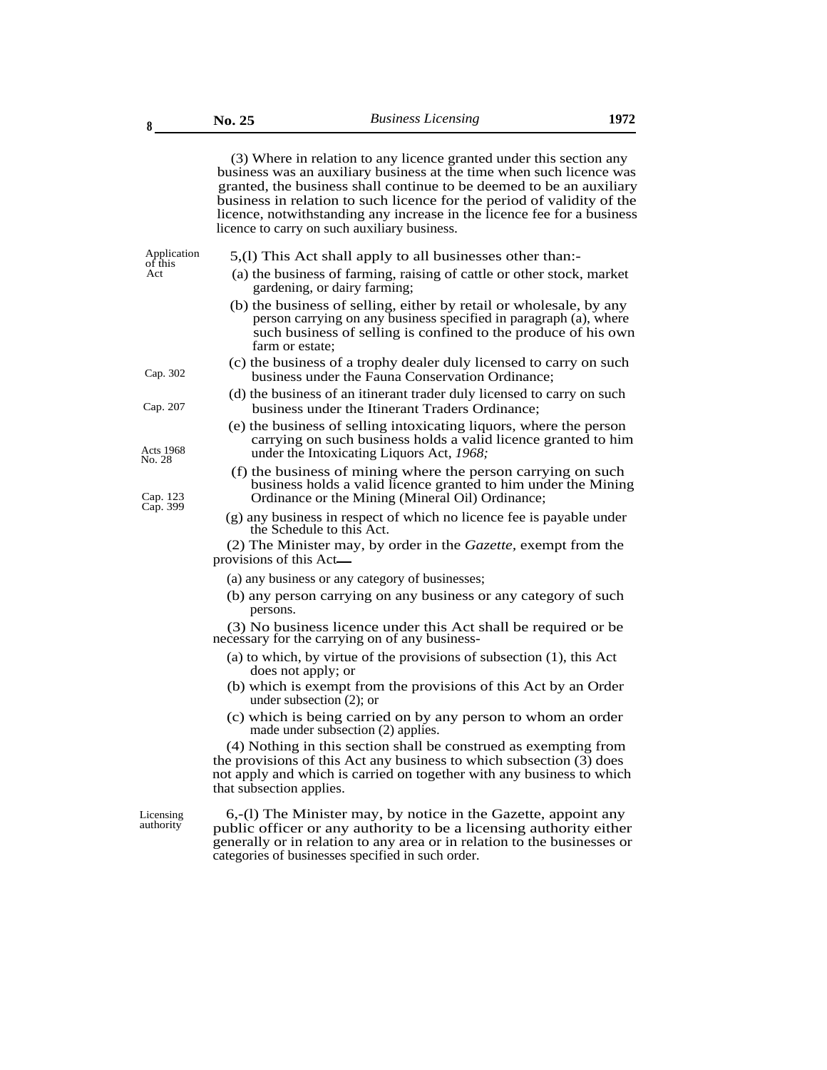(3) Where in relation to any licence granted under this section any business was an auxiliary business at the time when such licence was granted, the business shall continue to be deemed to be an auxiliary business in relation to such licence for the period of validity of the licence, notwithstanding any increase in the licence fee for a business licence to carry on such auxiliary business.

Application of this Act

5,(l) This Act shall apply to all businesses other than:-

(a) the business of farming, raising of cattle or other stock, market gardening, or dairy farming;

(b) the business of selling, either by retail or wholesale, by any person carrying on any business specified in paragraph (a), where such business of selling is confined to the produce of his own farm or estate;

(c) the business of a trophy dealer duly licensed to carry on such business under the Fauna Conservation Ordinance; Cap. 302

(d) the business of an itinerant trader duly licensed to carry on such business under the Itinerant Traders Ordinance; Cap. 207

(e) the business of selling intoxicating liquors, where the person carrying on such business holds a valid licence granted to him under the Intoxicating Liquors Act, *1968;* Acts 1968 No. 28

(f) the business of mining where the person carrying on such business holds a valid licence granted to him under the Mining Ordinance or the Mining (Mineral Oil) Ordinance; Cap. 123 Cap. 399

(g) any business in respect of which no licence fee is payable under the Schedule to this Act.

(2) The Minister may, by order in the *Gazette*, exempt from the provisions of this Act—

(a) any business or any category of businesses;

(b) any person carrying on any business or any category of such persons.

(3) No business licence under this Act shall be required or be necessary for the carrying on of any business-

(a) to which, by virtue of the provisions of subsection (1), this Act does not apply; or

(b) which is exempt from the provisions of this Act by an Order under subsection (2); or

(c) which is being carried on by any person to whom an order made under subsection (2) applies.

(4) Nothing in this section shall be construed as exempting from the provisions of this Act any business to which subsection (3) does not apply and which is carried on together with any business to which that subsection applies.

Licensing authority

6,-(l) The Minister may, by notice in the Gazette, appoint any public officer or any authority to be a licensing authority either generally or in relation to any area or in relation to the businesses or categories of businesses specified in such order.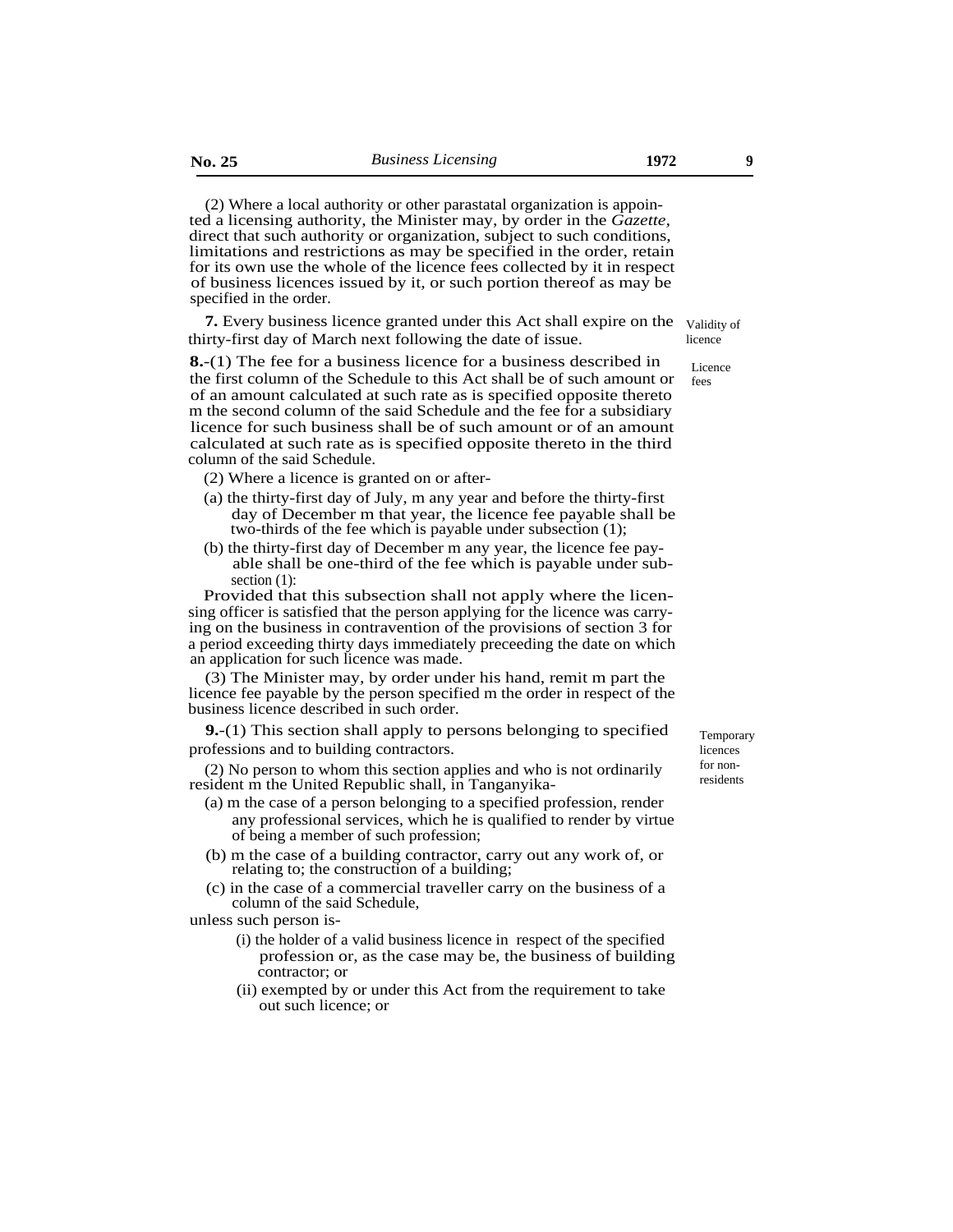(2) Where a local authority or other parastatal organization is appointed a licensing authority, the Minister may, by order in the *Gazette*, direct that such authority or organization, subject to such conditions, limitations and restrictions as may be specified in the order, retain for its own use the whole of the licence fees collected by it in respect of business licences issued by it, or such portion thereof as may be specified in the order.

Validity of licence

**7.** Every business licence granted under this Act shall expire on the thirty-first day of March next following the date of issue.

Licence fees

**8.**-(1) The fee for a business licence for a business described in the first column of the Schedule to this Act shall be of such amount or of an amount calculated at such rate as is specified opposite thereto m the second column of the said Schedule and the fee for a subsidiary licence for such business shall be of such amount or of an amount calculated at such rate as is specified opposite thereto in the third column of the said Schedule.

(2) Where a licence is granted on or after-

(a) the thirty-first day of July, m any year and before the thirty-first day of December m that year, the licence fee payable shall be two-thirds of the fee which is payable under subsection (1);

(b) the thirty-first day of December m any year, the licence fee payable shall be one-third of the fee which is payable under subsection (1):

Provided that this subsection shall not apply where the licensing officer is satisfied that the person applying for the licence was carrying on the business in contravention of the provisions of section 3 for a period exceeding thirty days immediately preceeding the date on which an application for such licence was made.

(3) The Minister may, by order under his hand, remit m part the licence fee payable by the person specified m the order in respect of the business licence described in such order.

Temporary licences for non-residents

**9.**-(1) This section shall apply to persons belonging to specified professions and to building contractors.

(2) No person to whom this section applies and who is not ordinarily resident m the United Republic shall, in Tanganyika-

(a) m the case of a person belonging to a specified profession, render any professional services, which he is qualified to render by virtue of being a member of such profession;

(b) m the case of a building contractor, carry out any work of, or relating to; the construction of a building;

(c) in the case of a commercial traveller carry on the business of a column of the said Schedule,

unless such person is-

(i) the holder of a valid business licence in respect of the specified profession or, as the case may be, the business of building contractor; or

(ii) exempted by or under this Act from the requirement to take out such licence; or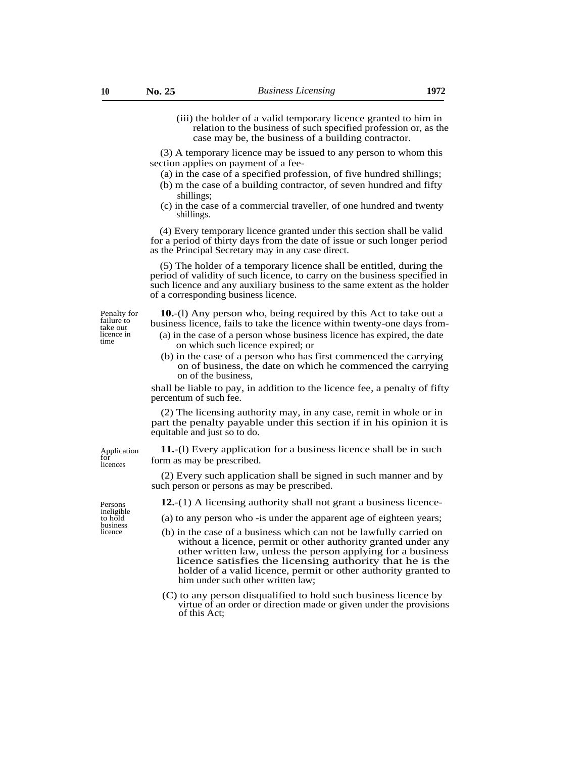(iii) the holder of a valid temporary licence granted to him in relation to the business of such specified profession or, as the case may be, the business of a building contractor.

(3) A temporary licence may be issued to any person to whom this section applies on payment of a fee-

(a) in the case of a specified profession, of five hundred shillings;

(b) m the case of a building contractor, of seven hundred and fifty shillings;

(c) in the case of a commercial traveller, of one hundred and twenty shillings.

(4) Every temporary licence granted under this section shall be valid for a period of thirty days from the date of issue or such longer period as the Principal Secretary may in any case direct.

(5) The holder of a temporary licence shall be entitled, during the period of validity of such licence, to carry on the business specified in such licence and any auxiliary business to the same extent as the holder of a corresponding business licence.

Penalty for failure to take out licence in time

**10.**-(l) Any person who, being required by this Act to take out a business licence, fails to take the licence within twenty-one days from-

(a) in the case of a person whose business licence has expired, the date on which such licence expired; or

(b) in the case of a person who has first commenced the carrying on of business, the date on which he commenced the carrying on of the business,

shall be liable to pay, in addition to the licence fee, a penalty of fifty percentum of such fee.

(2) The licensing authority may, in any case, remit in whole or in part the penalty payable under this section if in his opinion it is equitable and just so to do.

Application for licences

**11.**-(l) Every application for a business licence shall be in such form as may be prescribed.

(2) Every such application shall be signed in such manner and by such person or persons as may be prescribed.

Persons ineligible to hold business licence

**12.**-(1) A licensing authority shall not grant a business licence-

(a) to any person who -is under the apparent age of eighteen years;

(b) in the case of a business which can not be lawfully carried on without a licence, permit or other authority granted under any other written law, unless the person applying for a business licence satisfies the licensing authority that he is the holder of a valid licence, permit or other authority granted to him under such other written law;

(C) to any person disqualified to hold such business licence by virtue of an order or direction made or given under the provisions of this Act;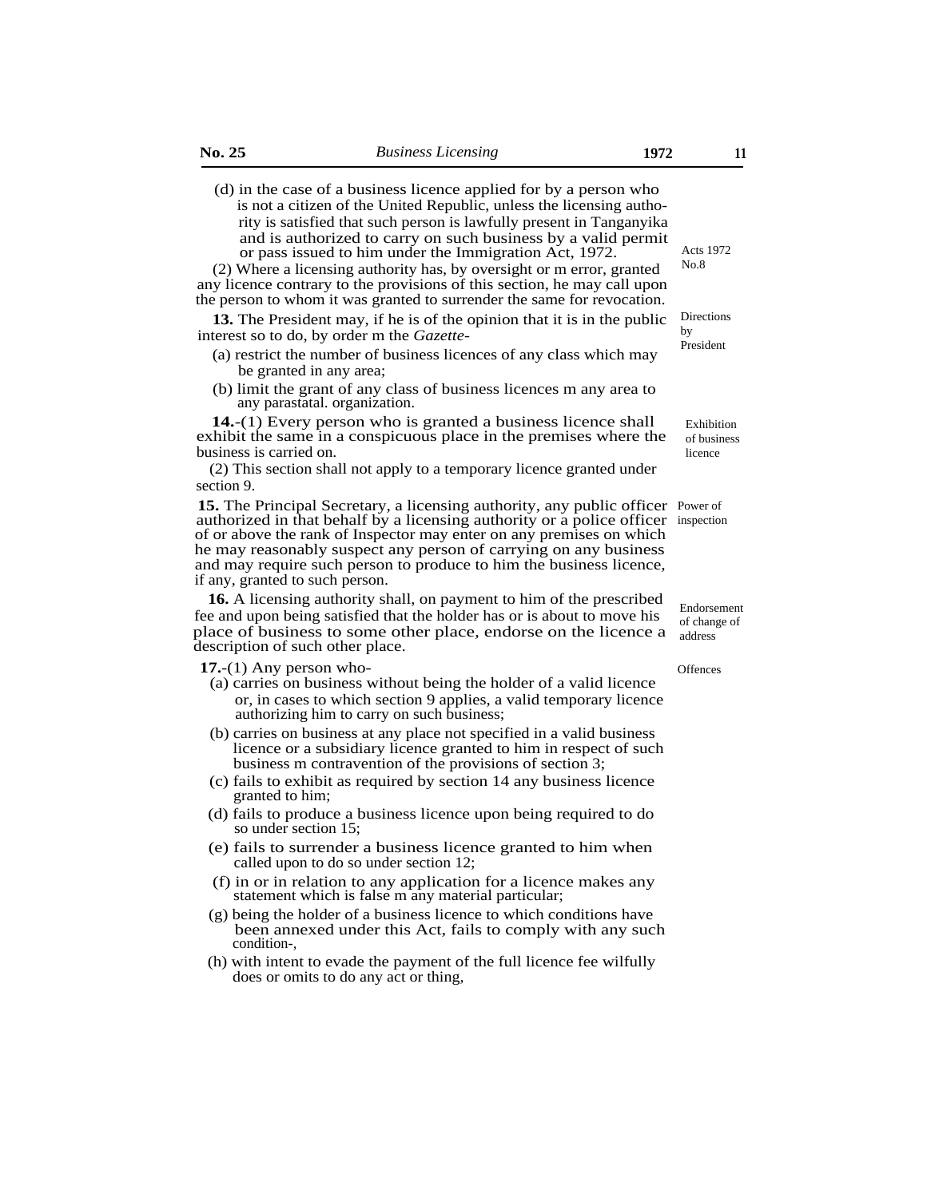(d) in the case of a business licence applied for by a person who is not a citizen of the United Republic, unless the licensing authority is satisfied that such person is lawfully present in Tanganyika and is authorized to carry on such business by a valid permit or pass issued to him under the Immigration Act, 1972.

Acts 1972 No.8

(2) Where a licensing authority has, by oversight or m error, granted any licence contrary to the provisions of this section, he may call upon the person to whom it was granted to surrender the same for revocation.

Directions by President

**13.** The President may, if he is of the opinion that it is in the public interest so to do, by order m the *Gazette*-

(a) restrict the number of business licences of any class which may be granted in any area;

(b) limit the grant of any class of business licences m any area to any parastatal. organization.

Exhibition of business licence

**14.**-(1) Every person who is granted a business licence shall exhibit the same in a conspicuous place in the premises where the business is carried on.

(2) This section shall not apply to a temporary licence granted under section 9.

Power of inspection

**15.** The Principal Secretary, a licensing authority, any public officer authorized in that behalf by a licensing authority or a police officer of or above the rank of Inspector may enter on any premises on which he may reasonably suspect any person of carrying on any business and may require such person to produce to him the business licence, if any, granted to such person.

Endorsement of change of address

**16.** A licensing authority shall, on payment to him of the prescribed fee and upon being satisfied that the holder has or is about to move his place of business to some other place, endorse on the licence a description of such other place.

Offences

**17.**-(1) Any person who-

(a) carries on business without being the holder of a valid licence or, in cases to which section 9 applies, a valid temporary licence authorizing him to carry on such business;

(b) carries on business at any place not specified in a valid business licence or a subsidiary licence granted to him in respect of such business m contravention of the provisions of section 3;

(c) fails to exhibit as required by section 14 any business licence granted to him;

(d) fails to produce a business licence upon being required to do so under section 15;

(e) fails to surrender a business licence granted to him when called upon to do so under section 12;

(f) in or in relation to any application for a licence makes any statement which is false m any material particular;

(g) being the holder of a business licence to which conditions have been annexed under this Act, fails to comply with any such condition-,

(h) with intent to evade the payment of the full licence fee wilfully does or omits to do any act or thing,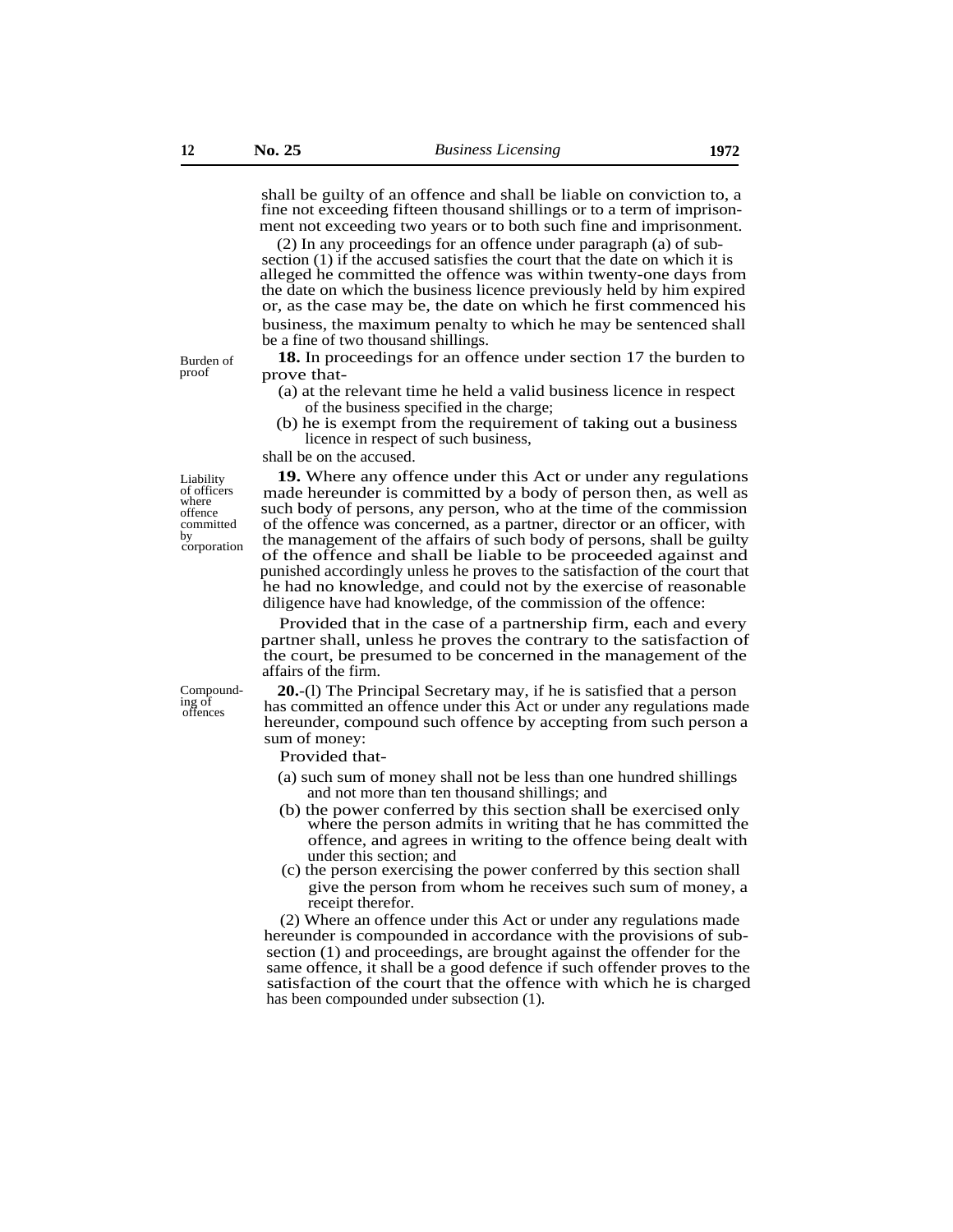shall be guilty of an offence and shall be liable on conviction to, a fine not exceeding fifteen thousand shillings or to a term of imprisonment not exceeding two years or to both such fine and imprisonment.

(2) In any proceedings for an offence under paragraph (a) of subsection (1) if the accused satisfies the court that the date on which it is alleged he committed the offence was within twenty-one days from the date on which the business licence previously held by him expired or, as the case may be, the date on which he first commenced his business, the maximum penalty to which he may be sentenced shall be a fine of two thousand shillings.

Burden of proof

**18.** In proceedings for an offence under section 17 the burden to prove that-

(a) at the relevant time he held a valid business licence in respect of the business specified in the charge;

(b) he is exempt from the requirement of taking out a business licence in respect of such business,

shall be on the accused.

Liability of officers where offence committed by corporation

**19.** Where any offence under this Act or under any regulations made hereunder is committed by a body of person then, as well as such body of persons, any person, who at the time of the commission of the offence was concerned, as a partner, director or an officer, with the management of the affairs of such body of persons, shall be guilty of the offence and shall be liable to be proceeded against and punished accordingly unless he proves to the satisfaction of the court that he had no knowledge, and could not by the exercise of reasonable diligence have had knowledge, of the commission of the offence:

Provided that in the case of a partnership firm, each and every partner shall, unless he proves the contrary to the satisfaction of the court, be presumed to be concerned in the management of the affairs of the firm.

Compounding of offences

**20.**-(l) The Principal Secretary may, if he is satisfied that a person has committed an offence under this Act or under any regulations made hereunder, compound such offence by accepting from such person a sum of money:

Provided that-

(a) such sum of money shall not be less than one hundred shillings and not more than ten thousand shillings; and

(b) the power conferred by this section shall be exercised only where the person admits in writing that he has committed the offence, and agrees in writing to the offence being dealt with under this section; and

(c) the person exercising the power conferred by this section shall give the person from whom he receives such sum of money, a receipt therefor.

(2) Where an offence under this Act or under any regulations made hereunder is compounded in accordance with the provisions of subsection (1) and proceedings, are brought against the offender for the same offence, it shall be a good defence if such offender proves to the satisfaction of the court that the offence with which he is charged has been compounded under subsection (1).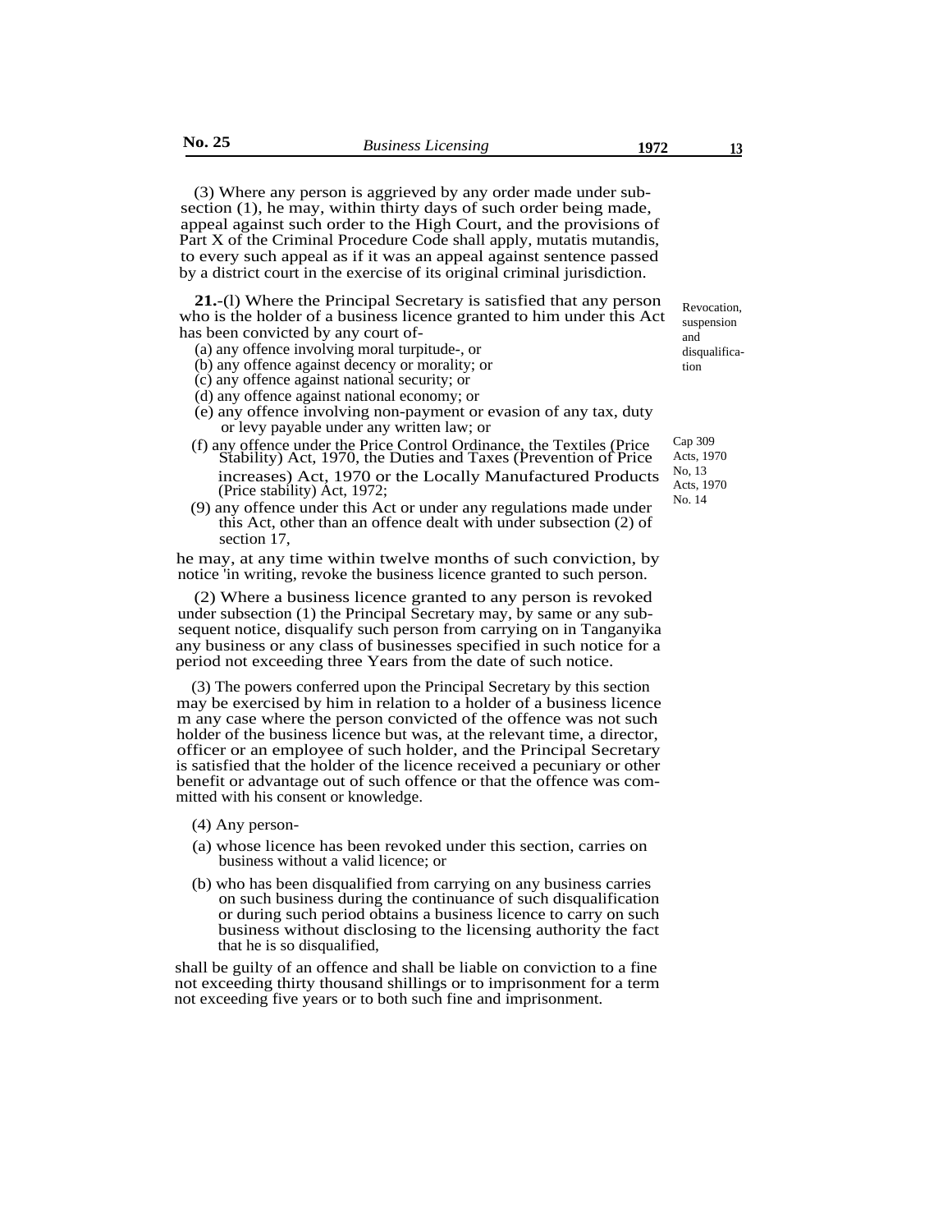(3) Where any person is aggrieved by any order made under subsection (1), he may, within thirty days of such order being made, appeal against such order to the High Court, and the provisions of Part X of the Criminal Procedure Code shall apply, mutatis mutandis, to every such appeal as if it was an appeal against sentence passed by a district court in the exercise of its original criminal jurisdiction.

Revocation, suspension and disqualification

**21.**-(l) Where the Principal Secretary is satisfied that any person who is the holder of a business licence granted to him under this Act has been convicted by any court of-

(a) any offence involving moral turpitude-, or

(b) any offence against decency or morality; or

(c) any offence against national security; or

(d) any offence against national economy; or

(e) any offence involving non-payment or evasion of any tax, duty or levy payable under any written law; or

(f) any offence under the Price Control Ordinance, the Textiles (Price Stability) Act, 1970, the Duties and Taxes (Prevention of Price increases) Act, 1970 or the Locally Manufactured Products (Price stability) Act, 1972;

Cap 309 Acts, 1970 No, 13 Acts, 1970 No. 14

(9) any offence under this Act or under any regulations made under this Act, other than an offence dealt with under subsection (2) of section 17,

he may, at any time within twelve months of such conviction, by notice 'in writing, revoke the business licence granted to such person.

(2) Where a business licence granted to any person is revoked under subsection (1) the Principal Secretary may, by same or any subsequent notice, disqualify such person from carrying on in Tanganyika any business or any class of businesses specified in such notice for a period not exceeding three Years from the date of such notice.

(3) The powers conferred upon the Principal Secretary by this section may be exercised by him in relation to a holder of a business licence m any case where the person convicted of the offence was not such holder of the business licence but was, at the relevant time, a director, officer or an employee of such holder, and the Principal Secretary is satisfied that the holder of the licence received a pecuniary or other benefit or advantage out of such offence or that the offence was committed with his consent or knowledge.

(4) Any person-

(a) whose licence has been revoked under this section, carries on business without a valid licence; or

(b) who has been disqualified from carrying on any business carries on such business during the continuance of such disqualification or during such period obtains a business licence to carry on such business without disclosing to the licensing authority the fact that he is so disqualified,

shall be guilty of an offence and shall be liable on conviction to a fine not exceeding thirty thousand shillings or to imprisonment for a term not exceeding five years or to both such fine and imprisonment.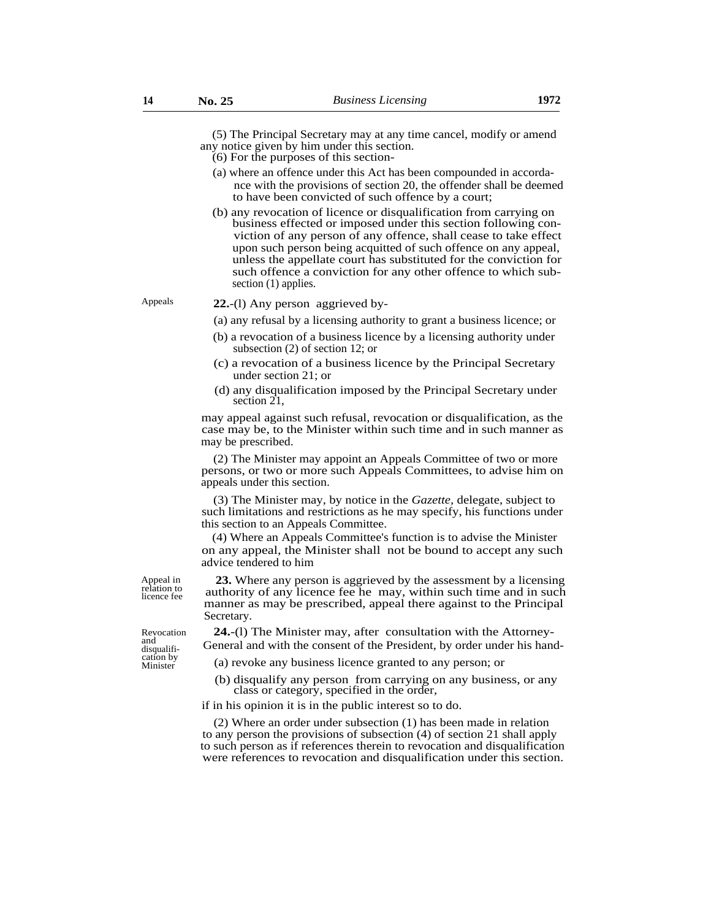(5) The Principal Secretary may at any time cancel, modify or amend any notice given by him under this section.

(6) For the purposes of this section-

(a) where an offence under this Act has been compounded in accordance with the provisions of section 20, the offender shall be deemed to have been convicted of such offence by a court;

(b) any revocation of licence or disqualification from carrying on business effected or imposed under this section following conviction of any person of any offence, shall cease to take effect upon such person being acquitted of such offence on any appeal, unless the appellate court has substituted for the conviction for such offence a conviction for any other offence to which subsection (1) applies.

Appeals

**22.**-(l) Any person aggrieved by-

(a) any refusal by a licensing authority to grant a business licence; or

(b) a revocation of a business licence by a licensing authority under subsection (2) of section 12; or

(c) a revocation of a business licence by the Principal Secretary under section 21; or

(d) any disqualification imposed by the Principal Secretary under section 21,

may appeal against such refusal, revocation or disqualification, as the case may be, to the Minister within such time and in such manner as may be prescribed.

(2) The Minister may appoint an Appeals Committee of two or more persons, or two or more such Appeals Committees, to advise him on appeals under this section.

(3) The Minister may, by notice in the *Gazette*, delegate, subject to such limitations and restrictions as he may specify, his functions under this section to an Appeals Committee.

(4) Where an Appeals Committee's function is to advise the Minister on any appeal, the Minister shall not be bound to accept any such advice tendered to him

Appeal in relation to licence fee

**23.** Where any person is aggrieved by the assessment by a licensing authority of any licence fee he may, within such time and in such manner as may be prescribed, appeal there against to the Principal Secretary.

Revocation and disqualification by Minister

**24.**-(l) The Minister may, after consultation with the Attorney-General and with the consent of the President, by order under his hand-

(a) revoke any business licence granted to any person; or

(b) disqualify any person from carrying on any business, or any class or category, specified in the order,

if in his opinion it is in the public interest so to do.

(2) Where an order under subsection (1) has been made in relation to any person the provisions of subsection (4) of section 21 shall apply to such person as if references therein to revocation and disqualification were references to revocation and disqualification under this section.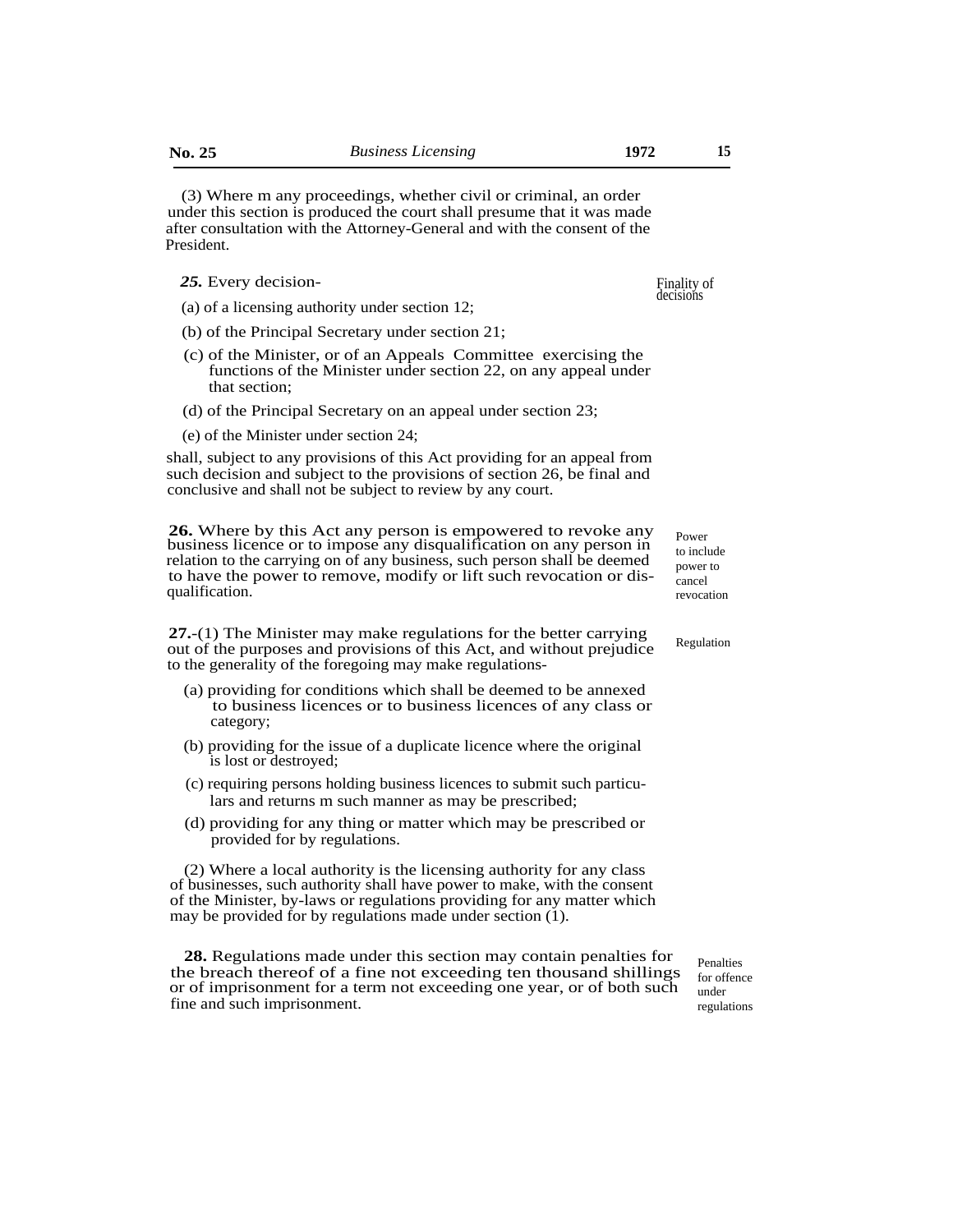(3) Where m any proceedings, whether civil or criminal, an order under this section is produced the court shall presume that it was made after consultation with the Attorney-General and with the consent of the President.

Finality of decisions

***25.*** Every decision-

(a) of a licensing authority under section 12;

(b) of the Principal Secretary under section 21;

(c) of the Minister, or of an Appeals Committee exercising the functions of the Minister under section 22, on any appeal under that section;

(d) of the Principal Secretary on an appeal under section 23;

(e) of the Minister under section 24;

shall, subject to any provisions of this Act providing for an appeal from such decision and subject to the provisions of section 26, be final and conclusive and shall not be subject to review by any court.

Power to include power to cancel revocation

**26.** Where by this Act any person is empowered to revoke any business licence or to impose any disqualification on any person in relation to the carrying on of any business, such person shall be deemed to have the power to remove, modify or lift such revocation or disqualification.

Regulation

**27.**-(1) The Minister may make regulations for the better carrying out of the purposes and provisions of this Act, and without prejudice to the generality of the foregoing may make regulations-

(a) providing for conditions which shall be deemed to be annexed to business licences or to business licences of any class or category;

(b) providing for the issue of a duplicate licence where the original is lost or destroyed;

(c) requiring persons holding business licences to submit such particulars and returns m such manner as may be prescribed;

(d) providing for any thing or matter which may be prescribed or provided for by regulations.

(2) Where a local authority is the licensing authority for any class of businesses, such authority shall have power to make, with the consent of the Minister, by-laws or regulations providing for any matter which may be provided for by regulations made under section (1).

Penalties for offence under regulations

**28.** Regulations made under this section may contain penalties for the breach thereof of a fine not exceeding ten thousand shillings or of imprisonment for a term not exceeding one year, or of both such fine and such imprisonment.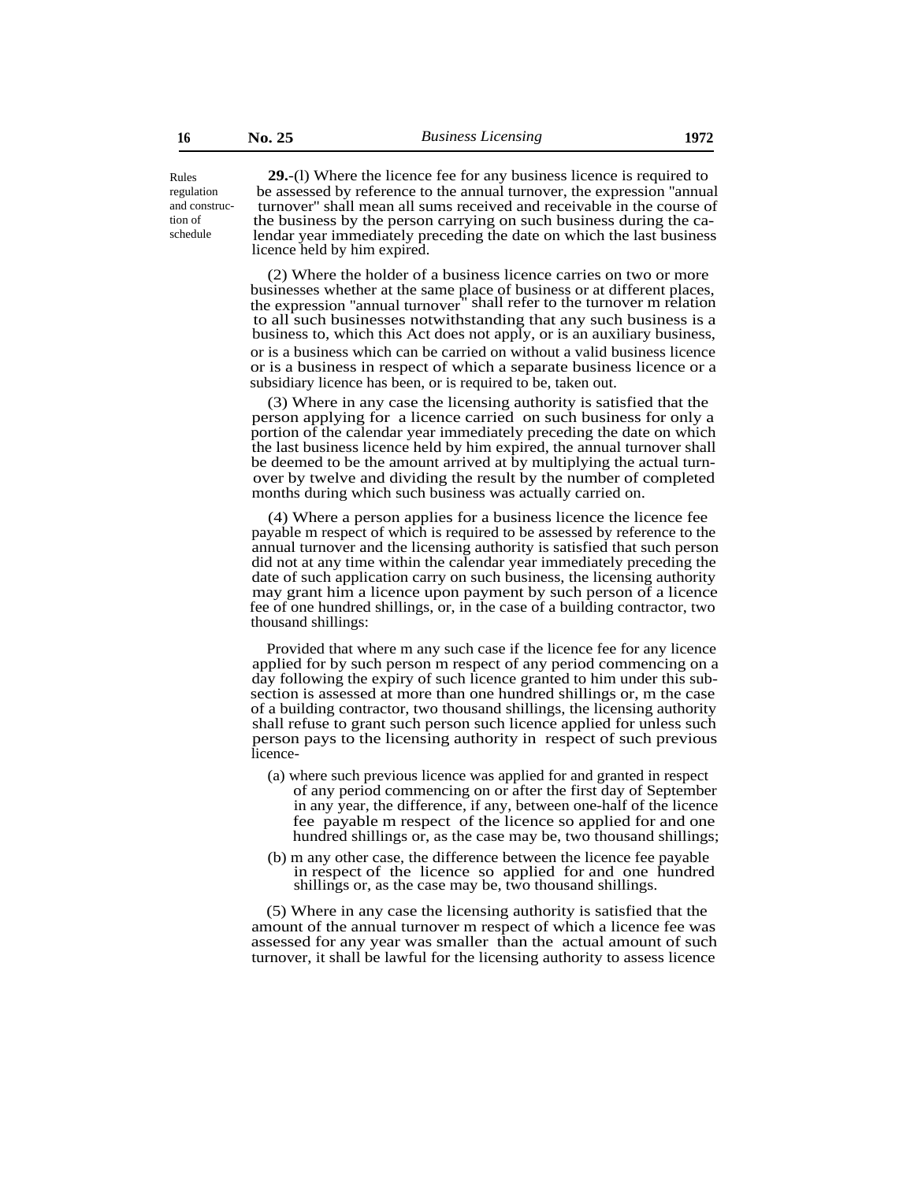Rules regulation and construction of schedule

**29.**-(l) Where the licence fee for any business licence is required to be assessed by reference to the annual turnover, the expression "annual turnover" shall mean all sums received and receivable in the course of the business by the person carrying on such business during the calendar year immediately preceding the date on which the last business licence held by him expired.

(2) Where the holder of a business licence carries on two or more businesses whether at the same place of business or at different places, the expression "annual turnover" shall refer to the turnover m relation to all such businesses notwithstanding that any such business is a business to, which this Act does not apply, or is an auxiliary business, or is a business which can be carried on without a valid business licence or is a business in respect of which a separate business licence or a subsidiary licence has been, or is required to be, taken out.

(3) Where in any case the licensing authority is satisfied that the person applying for a licence carried on such business for only a portion of the calendar year immediately preceding the date on which the last business licence held by him expired, the annual turnover shall be deemed to be the amount arrived at by multiplying the actual turnover by twelve and dividing the result by the number of completed months during which such business was actually carried on.

(4) Where a person applies for a business licence the licence fee payable m respect of which is required to be assessed by reference to the annual turnover and the licensing authority is satisfied that such person did not at any time within the calendar year immediately preceding the date of such application carry on such business, the licensing authority may grant him a licence upon payment by such person of a licence fee of one hundred shillings, or, in the case of a building contractor, two thousand shillings:

Provided that where m any such case if the licence fee for any licence applied for by such person m respect of any period commencing on a day following the expiry of such licence granted to him under this subsection is assessed at more than one hundred shillings or, m the case of a building contractor, two thousand shillings, the licensing authority shall refuse to grant such person such licence applied for unless such person pays to the licensing authority in respect of such previous licence-

(a) where such previous licence was applied for and granted in respect of any period commencing on or after the first day of September in any year, the difference, if any, between one-half of the licence fee payable m respect of the licence so applied for and one hundred shillings or, as the case may be, two thousand shillings;

(b) m any other case, the difference between the licence fee payable in respect of the licence so applied for and one hundred shillings or, as the case may be, two thousand shillings.

(5) Where in any case the licensing authority is satisfied that the amount of the annual turnover m respect of which a licence fee was assessed for any year was smaller than the actual amount of such turnover, it shall be lawful for the licensing authority to assess licence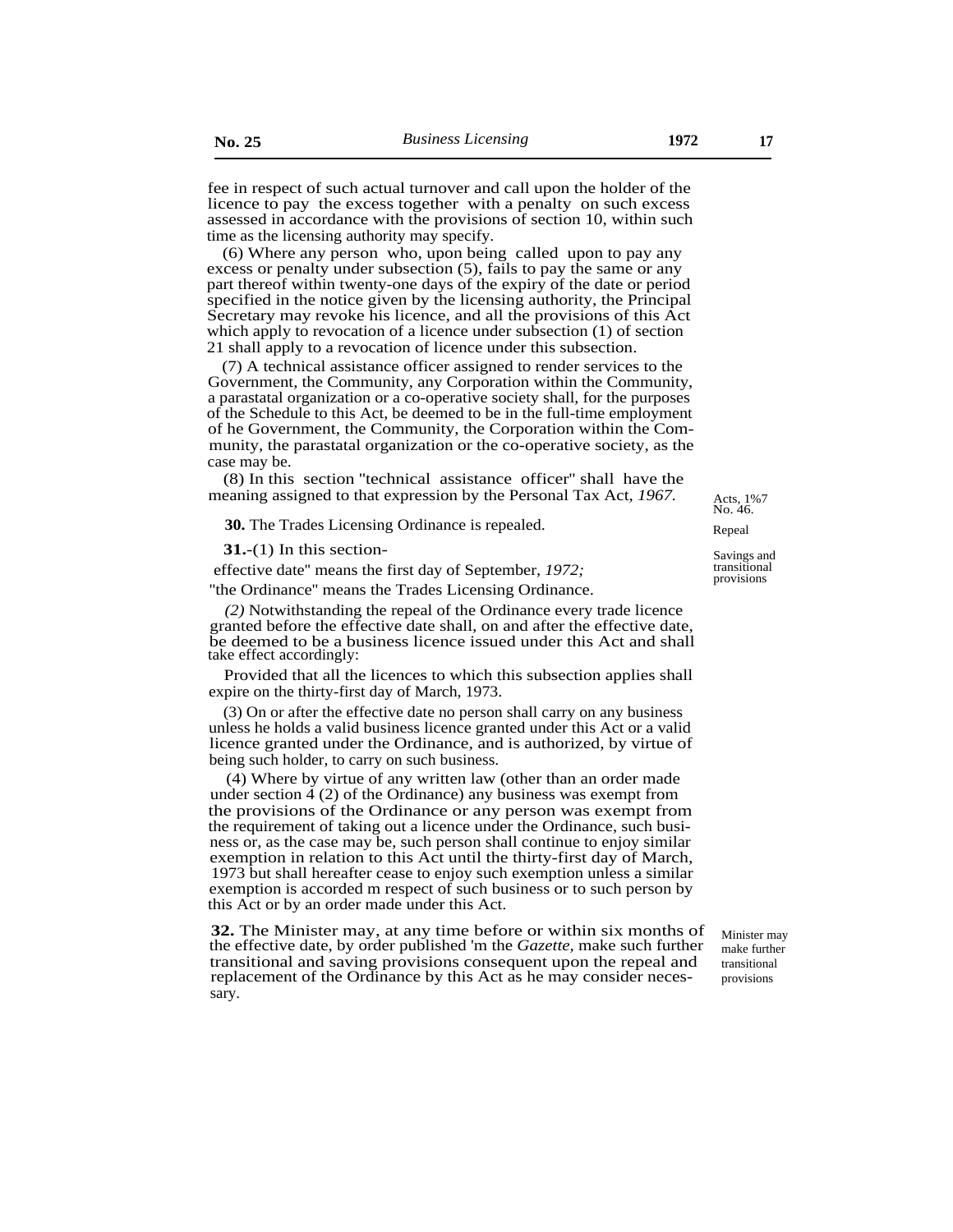fee in respect of such actual turnover and call upon the holder of the licence to pay the excess together with a penalty on such excess assessed in accordance with the provisions of section 10, within such time as the licensing authority may specify.

(6) Where any person who, upon being called upon to pay any excess or penalty under subsection (5), fails to pay the same or any part thereof within twenty-one days of the expiry of the date or period specified in the notice given by the licensing authority, the Principal Secretary may revoke his licence, and all the provisions of this Act which apply to revocation of a licence under subsection (1) of section 21 shall apply to a revocation of licence under this subsection.

(7) A technical assistance officer assigned to render services to the Government, the Community, any Corporation within the Community, a parastatal organization or a co-operative society shall, for the purposes of the Schedule to this Act, be deemed to be in the full-time employment of he Government, the Community, the Corporation within the Community, the parastatal organization or the co-operative society, as the case may be.

(8) In this section "technical assistance officer" shall have the meaning assigned to that expression by the Personal Tax Act, *1967.*

Acts, 1%7 No. 46.

Repeal

**30.** The Trades Licensing Ordinance is repealed.

Savings and transitional provisions

**31.**-(1) In this section-

effective date" means the first day of September, *1972;*

"the Ordinance" means the Trades Licensing Ordinance.

*(2)* Notwithstanding the repeal of the Ordinance every trade licence granted before the effective date shall, on and after the effective date, be deemed to be a business licence issued under this Act and shall take effect accordingly:

Provided that all the licences to which this subsection applies shall expire on the thirty-first day of March, 1973.

(3) On or after the effective date no person shall carry on any business unless he holds a valid business licence granted under this Act or a valid licence granted under the Ordinance, and is authorized, by virtue of being such holder, to carry on such business.

(4) Where by virtue of any written law (other than an order made under section 4 (2) of the Ordinance) any business was exempt from the provisions of the Ordinance or any person was exempt from the requirement of taking out a licence under the Ordinance, such business or, as the case may be, such person shall continue to enjoy similar exemption in relation to this Act until the thirty-first day of March, 1973 but shall hereafter cease to enjoy such exemption unless a similar exemption is accorded m respect of such business or to such person by this Act or by an order made under this Act.

Minister may make further transitional provisions

**32.** The Minister may, at any time before or within six months of the effective date, by order published 'm the *Gazette,* make such further transitional and saving provisions consequent upon the repeal and replacement of the Ordinance by this Act as he may consider necessary.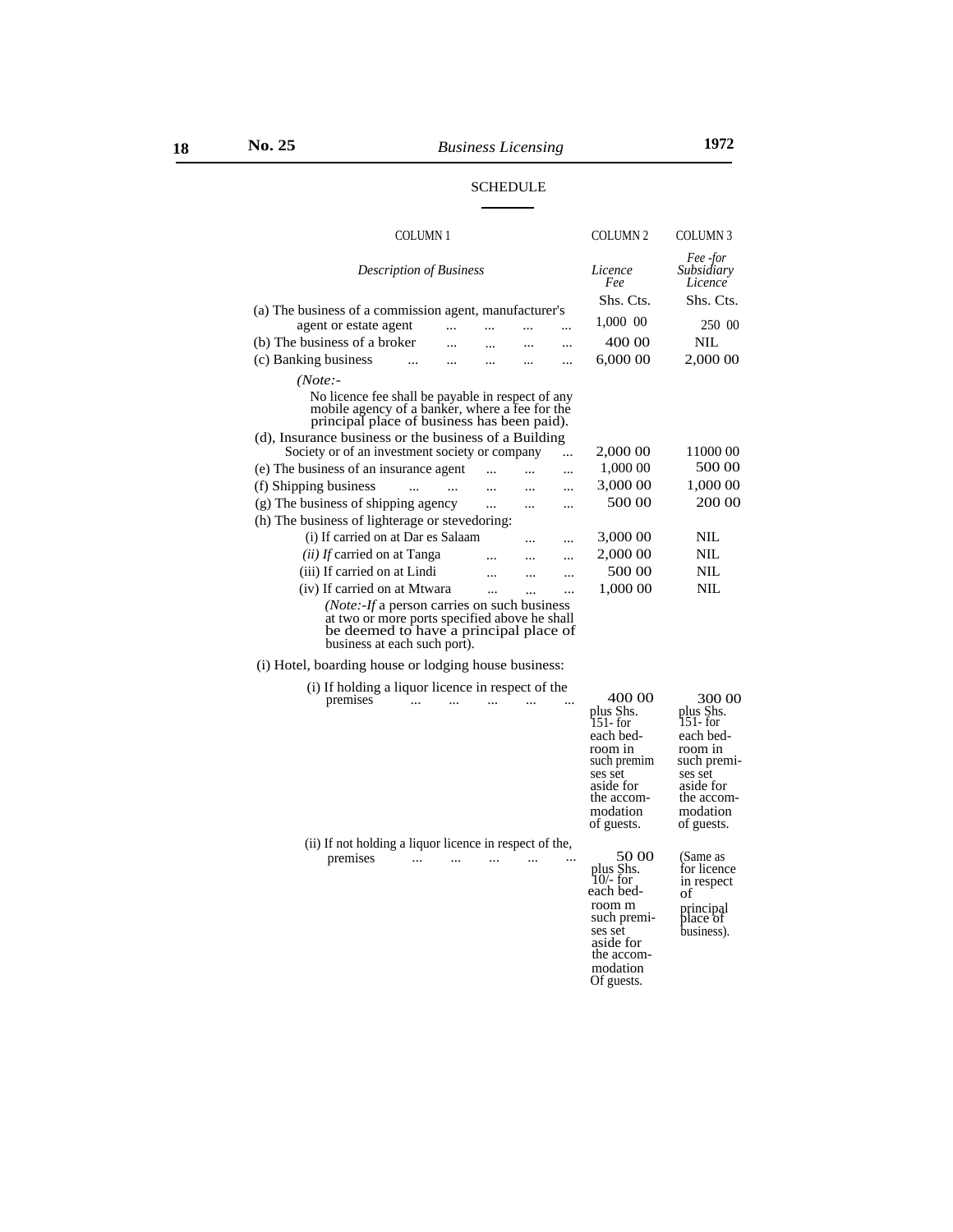SCHEDULE

| COLUMN 1 | COLUMN 2 | COLUMN 3 |
|---|---|---|
| *Description of Business* | *Licence Fee* | *Fee -for Subsidiary Licence* |
| | Shs. Cts. | Shs. Cts. |
| (a) The business of a commission agent, manufacturer's agent or estate agent ... ... ... ... | 1,000 00 | 250 00 |
| (b) The business of a broker ... ... ... ... | 400 00 | NIL |
| (c) Banking business ... ... ... ... ... | 6,000 00 | 2,000 00 |
| *(Note:-* No licence fee shall be payable in respect of any mobile agency of a banker, where a fee for the principal place of business has been paid). | | |
| (d), Insurance business or the business of a Building Society or of an investment society or company ... | 2,000 00 | 11000 00 |
| (e) The business of an insurance agent ... ... ... | 1,000 00 | 500 00 |
| (f) Shipping business ... ... ... ... ... | 3,000 00 | 1,000 00 |
| (g) The business of shipping agency ... ... ... | 500 00 | 200 00 |
| (h) The business of lighterage or stevedoring: | | |
| (i) If carried on at Dar es Salaam ... ... | 3,000 00 | NIL |
| *(ii) If* carried on at Tanga ... ... ... | 2,000 00 | NIL |
| (iii) If carried on at Lindi ... ... ... | 500 00 | NIL |
| (iv) If carried on at Mtwara ... ... ... | 1,000 00 | NIL |
| *(Note:-If* a person carries on such business at two or more ports specified above he shall be deemed to have a principal place of business at each such port). | | |
| (i) Hotel, boarding house or lodging house business: | | |
| (i) If holding a liquor licence in respect of the premises ... ... ... ... ... | 400 00 plus Shs. 151- for each bed-room in such premim ses set aside for the accom-modation of guests. | 300 00 plus Shs. 151- for each bed-room in such premi-ses set aside for the accom-modation of guests. |
| (ii) If not holding a liquor licence in respect of the, premises ... ... ... ... ... | 50 00 plus Shs. 10/- for each bed-room m such premi-ses set aside for the accom-modation Of guests. | (Same as for licence in respect of principal place of business). |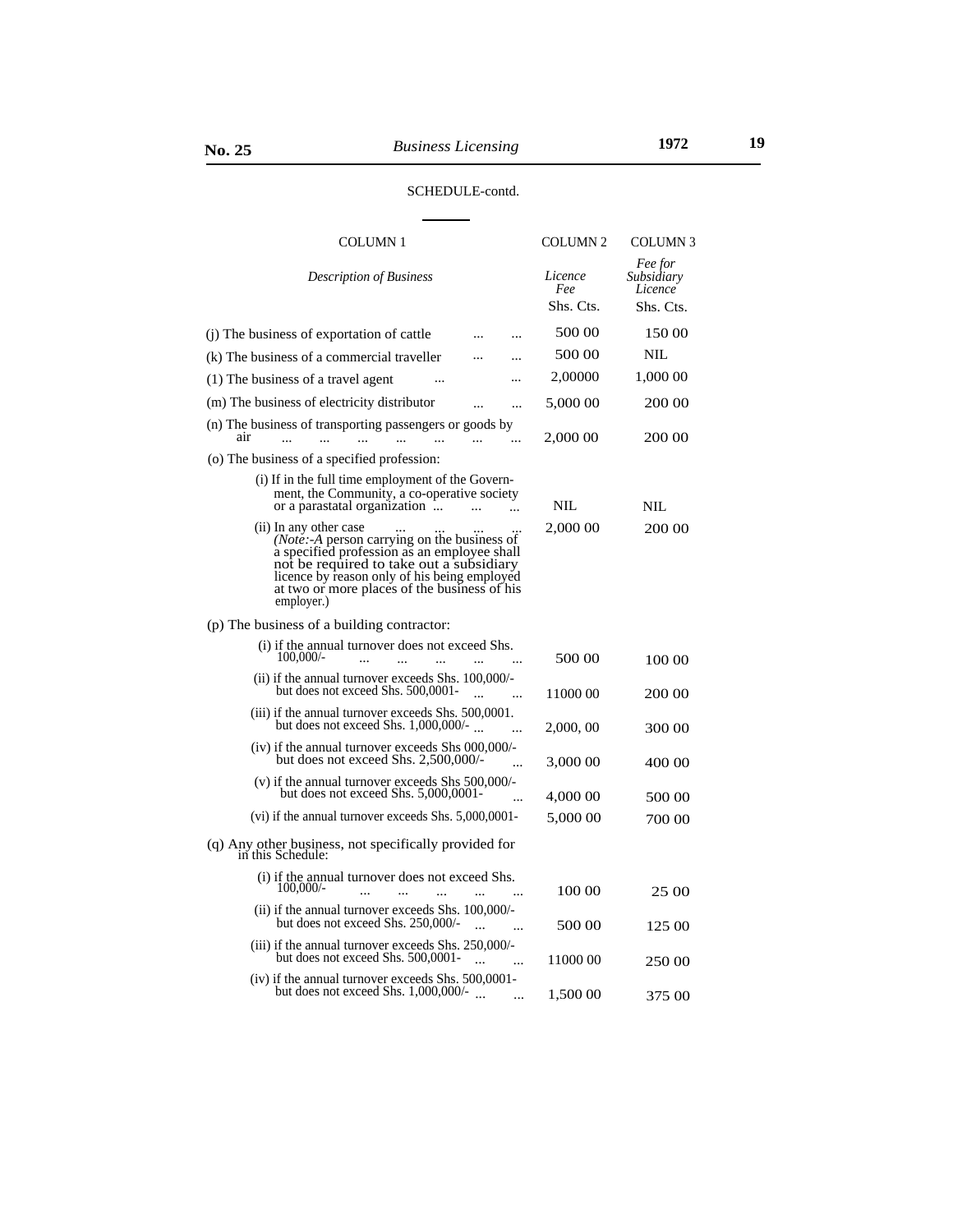SCHEDULE-contd.

| COLUMN 1 | COLUMN 2 | COLUMN 3 |
|---|---|---|
| *Description of Business* | *Licence Fee* | *Fee for Subsidiary Licence* |
| | Shs. Cts. | Shs. Cts. |
| (j) The business of exportation of cattle ... ... | 500 00 | 150 00 |
| (k) The business of a commercial traveller ... ... | 500 00 | NIL |
| (1) The business of a travel agent ... ... | 2,00000 | 1,000 00 |
| (m) The business of electricity distributor ... ... | 5,000 00 | 200 00 |
| (n) The business of transporting passengers or goods by air ... ... ... ... ... ... ... | 2,000 00 | 200 00 |
| (o) The business of a specified profession: | | |
| (i) If in the full time employment of the Government, the Community, a co-operative society or a parastatal organization ... ... ... | NIL | NIL |
| (ii) In any other case ... ... ... ... *(Note:-A* person carrying on the business of a specified profession as an employee shall not be required to take out a subsidiary licence by reason only of his being employed at two or more places of the business of his employer.) | 2,000 00 | 200 00 |
| (p) The business of a building contractor: | | |
| (i) if the annual turnover does not exceed Shs. 100,000/- ... ... ... ... ... | 500 00 | 100 00 |
| (ii) if the annual turnover exceeds Shs. 100,000/- but does not exceed Shs. 500,0001- ... ... | 11000 00 | 200 00 |
| (iii) if the annual turnover exceeds Shs. 500,0001. but does not exceed Shs. 1,000,000/- ... ... | 2,000, 00 | 300 00 |
| (iv) if the annual turnover exceeds Shs 000,000/- but does not exceed Shs. 2,500,000/- ... | 3,000 00 | 400 00 |
| (v) if the annual turnover exceeds Shs 500,000/- but does not exceed Shs. 5,000,0001- ... | 4,000 00 | 500 00 |
| (vi) if the annual turnover exceeds Shs. 5,000,0001- | 5,000 00 | 700 00 |
| (q) Any other business, not specifically provided for in this Schedule: | | |
| (i) if the annual turnover does not exceed Shs. 100,000/- ... ... ... ... ... | 100 00 | 25 00 |
| (ii) if the annual turnover exceeds Shs. 100,000/- but does not exceed Shs. 250,000/- ... ... | 500 00 | 125 00 |
| (iii) if the annual turnover exceeds Shs. 250,000/- but does not exceed Shs. 500,0001- ... ... | 11000 00 | 250 00 |
| (iv) if the annual turnover exceeds Shs. 500,0001- but does not exceed Shs. 1,000,000/- ... ... | 1,500 00 | 375 00 |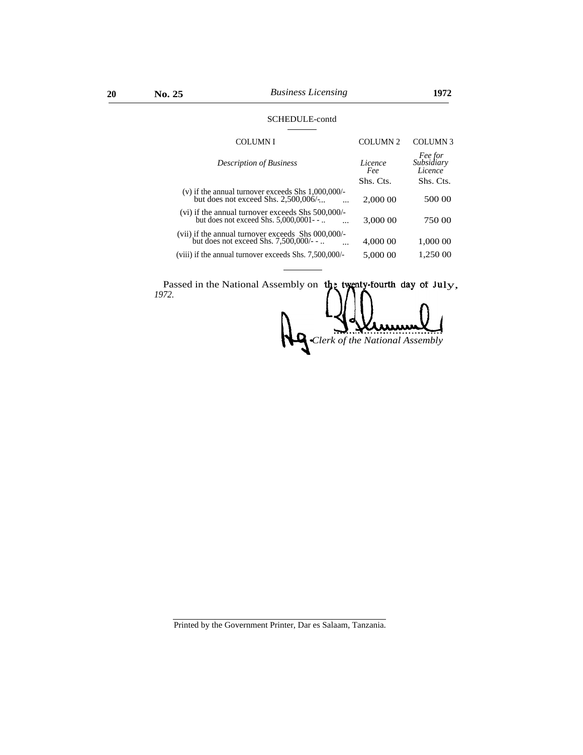SCHEDULE-contd

| COLUMN I | COLUMN 2 | COLUMN 3 |
|---|---|---|
| *Description of Business* | *Licence Fee* | *Fee for Subsidiary Licence* |
| | Shs. Cts. | Shs. Cts. |
| (v) if the annual turnover exceeds Shs 1,000,000/- but does not exceed Shs. 2,500,006/-.. ... | 2,000 00 | 500 00 |
| (vi) if the annual turnover exceeds Shs 500,000/- but does not exceed Shs. 5,000,0001- - .. ... | 3,000 00 | 750 00 |
| (vii) if the annual turnover exceeds Shs 000,000/- but does not exceed Shs. 7,500,000/- - .. ... | 4,000 00 | 1,000 00 |
| (viii) if the annual turnover exceeds Shs. 7,500,000/- | 5,000 00 | 1,250 00 |

Passed in the National Assembly on the twenty-fourth day of July, *1972*.

Ag. *Clerk of the National Assembly*

Printed by the Government Printer, Dar es Salaam, Tanzania.